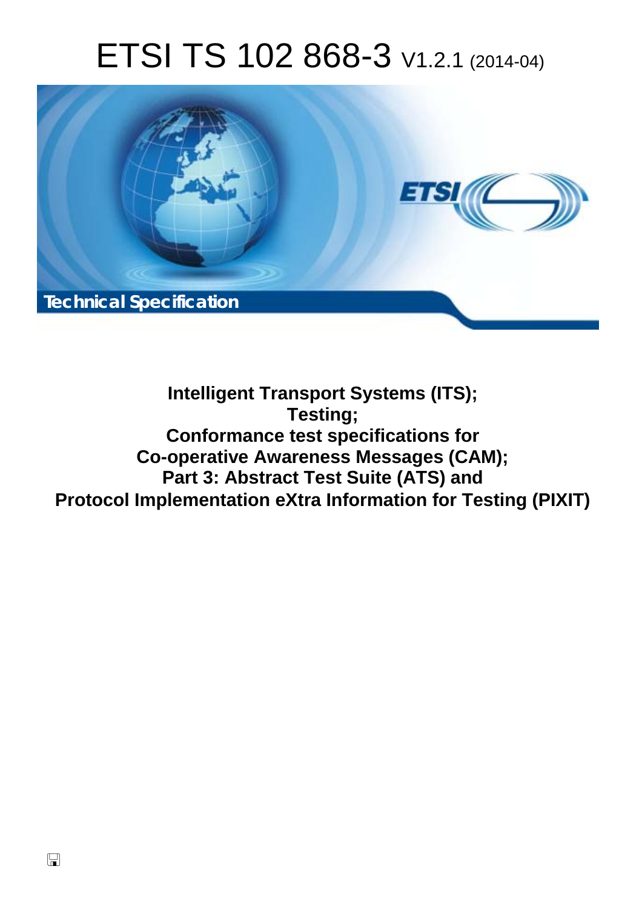# ETSI TS 102 868-3 V1.2.1 (2014-04)

Technical Specification

**Intelligent Transport Systems (ITS);**
**Testing;**
**Conformance test specifications for**
**Co-operative Awareness Messages (CAM);**
**Part 3: Abstract Test Suite (ATS) and**
**Protocol Implementation eXtra Information for Testing (PIXIT)**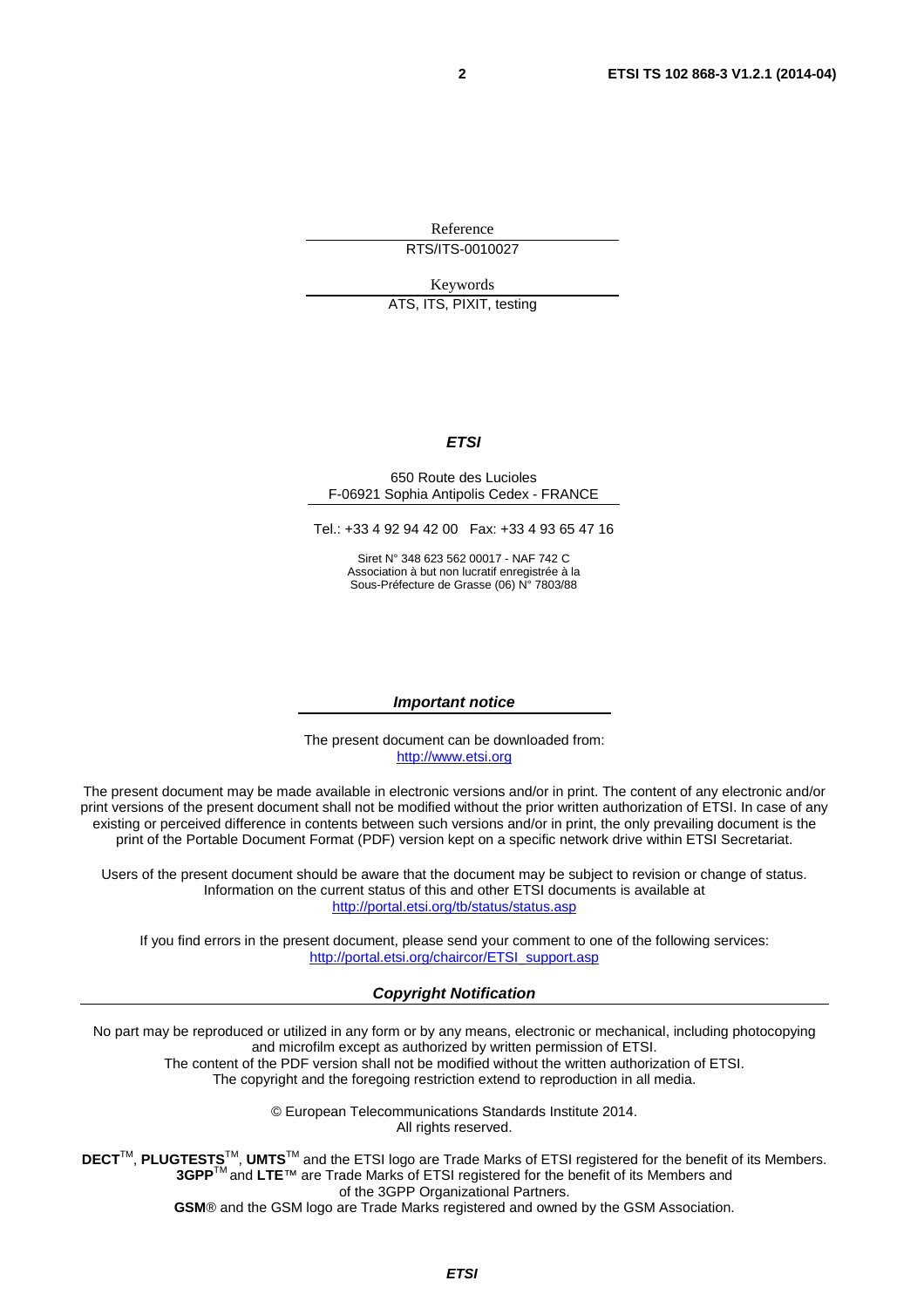Reference

RTS/ITS-0010027

Keywords

ATS, ITS, PIXIT, testing

***ETSI***

650 Route des Lucioles
F-06921 Sophia Antipolis Cedex - FRANCE

Tel.: +33 4 92 94 42 00 Fax: +33 4 93 65 47 16

Siret N° 348 623 562 00017 - NAF 742 C
Association à but non lucratif enregistrée à la
Sous-Préfecture de Grasse (06) N° 7803/88

***Important notice***

The present document can be downloaded from:
http://www.etsi.org

The present document may be made available in electronic versions and/or in print. The content of any electronic and/or print versions of the present document shall not be modified without the prior written authorization of ETSI. In case of any existing or perceived difference in contents between such versions and/or in print, the only prevailing document is the print of the Portable Document Format (PDF) version kept on a specific network drive within ETSI Secretariat.

Users of the present document should be aware that the document may be subject to revision or change of status. Information on the current status of this and other ETSI documents is available at
http://portal.etsi.org/tb/status/status.asp

If you find errors in the present document, please send your comment to one of the following services:
http://portal.etsi.org/chaircor/ETSI_support.asp

***Copyright Notification***

No part may be reproduced or utilized in any form or by any means, electronic or mechanical, including photocopying and microfilm except as authorized by written permission of ETSI.
The content of the PDF version shall not be modified without the written authorization of ETSI.
The copyright and the foregoing restriction extend to reproduction in all media.

© European Telecommunications Standards Institute 2014.
All rights reserved.

**DECT**™, **PLUGTESTS**™, **UMTS**™ and the ETSI logo are Trade Marks of ETSI registered for the benefit of its Members.
**3GPP**™ and **LTE**™ are Trade Marks of ETSI registered for the benefit of its Members and of the 3GPP Organizational Partners.
**GSM**® and the GSM logo are Trade Marks registered and owned by the GSM Association.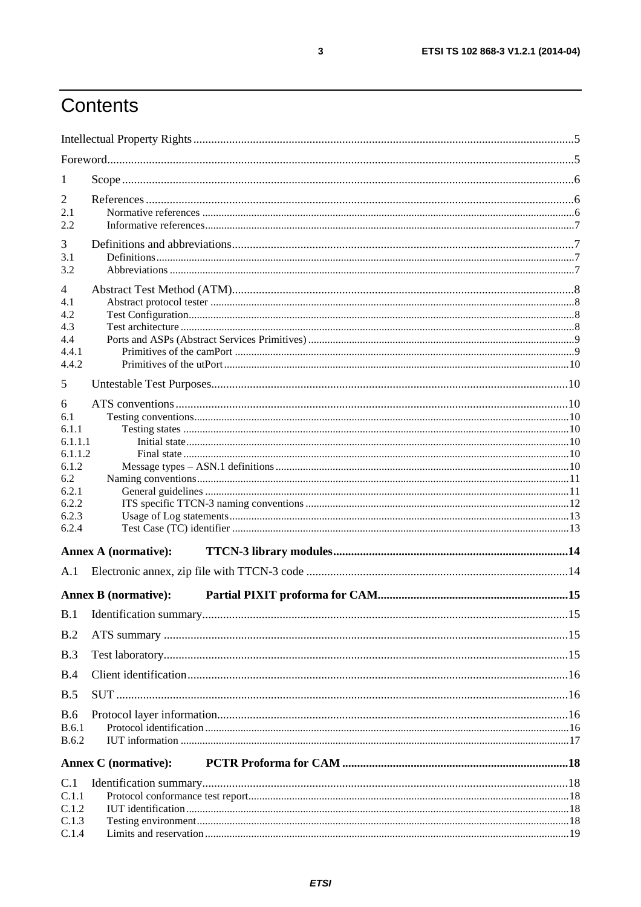# Contents

Intellectual Property Rights ........................................................ 5

Foreword ........................................................ 5

1 Scope ........................................................ 6

2 References ........................................................ 6
- 2.1 Normative references ........................................................ 6
- 2.2 Informative references ........................................................ 7

3 Definitions and abbreviations ........................................................ 7
- 3.1 Definitions ........................................................ 7
- 3.2 Abbreviations ........................................................ 7

4 Abstract Test Method (ATM) ........................................................ 8
- 4.1 Abstract protocol tester ........................................................ 8
- 4.2 Test Configuration ........................................................ 8
- 4.3 Test architecture ........................................................ 8
- 4.4 Ports and ASPs (Abstract Services Primitives) ........................................................ 9
- 4.4.1 Primitives of the camPort ........................................................ 9
- 4.4.2 Primitives of the utPort ........................................................ 10

5 Untestable Test Purposes ........................................................ 10

6 ATS conventions ........................................................ 10
- 6.1 Testing conventions ........................................................ 10
- 6.1.1 Testing states ........................................................ 10
- 6.1.1.1 Initial state ........................................................ 10
- 6.1.1.2 Final state ........................................................ 10
- 6.1.2 Message types – ASN.1 definitions ........................................................ 10
- 6.2 Naming conventions ........................................................ 11
- 6.2.1 General guidelines ........................................................ 11
- 6.2.2 ITS specific TTCN-3 naming conventions ........................................................ 12
- 6.2.3 Usage of Log statements ........................................................ 13
- 6.2.4 Test Case (TC) identifier ........................................................ 13

**Annex A (normative): TTCN-3 library modules ........................................................ 14**

A.1 Electronic annex, zip file with TTCN-3 code ........................................................ 14

**Annex B (normative): Partial PIXIT proforma for CAM ........................................................ 15**

B.1 Identification summary ........................................................ 15

B.2 ATS summary ........................................................ 15

B.3 Test laboratory ........................................................ 15

B.4 Client identification ........................................................ 16

B.5 SUT ........................................................ 16

B.6 Protocol layer information ........................................................ 16
- B.6.1 Protocol identification ........................................................ 16
- B.6.2 IUT information ........................................................ 17

**Annex C (normative): PCTR Proforma for CAM ........................................................ 18**

C.1 Identification summary ........................................................ 18
- C.1.1 Protocol conformance test report ........................................................ 18
- C.1.2 IUT identification ........................................................ 18
- C.1.3 Testing environment ........................................................ 18
- C.1.4 Limits and reservation ........................................................ 19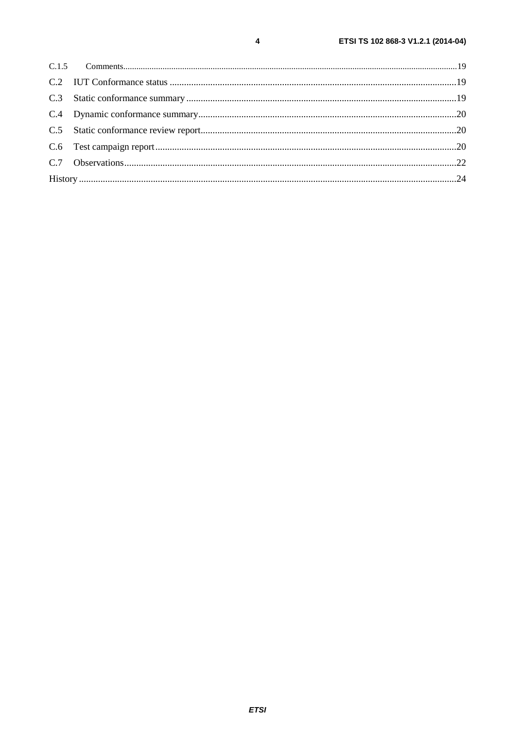C.1.5 Comments ........ 19

C.2 IUT Conformance status ........ 19

C.3 Static conformance summary ........ 19

C.4 Dynamic conformance summary ........ 20

C.5 Static conformance review report ........ 20

C.6 Test campaign report ........ 20

C.7 Observations ........ 22

History ........ 24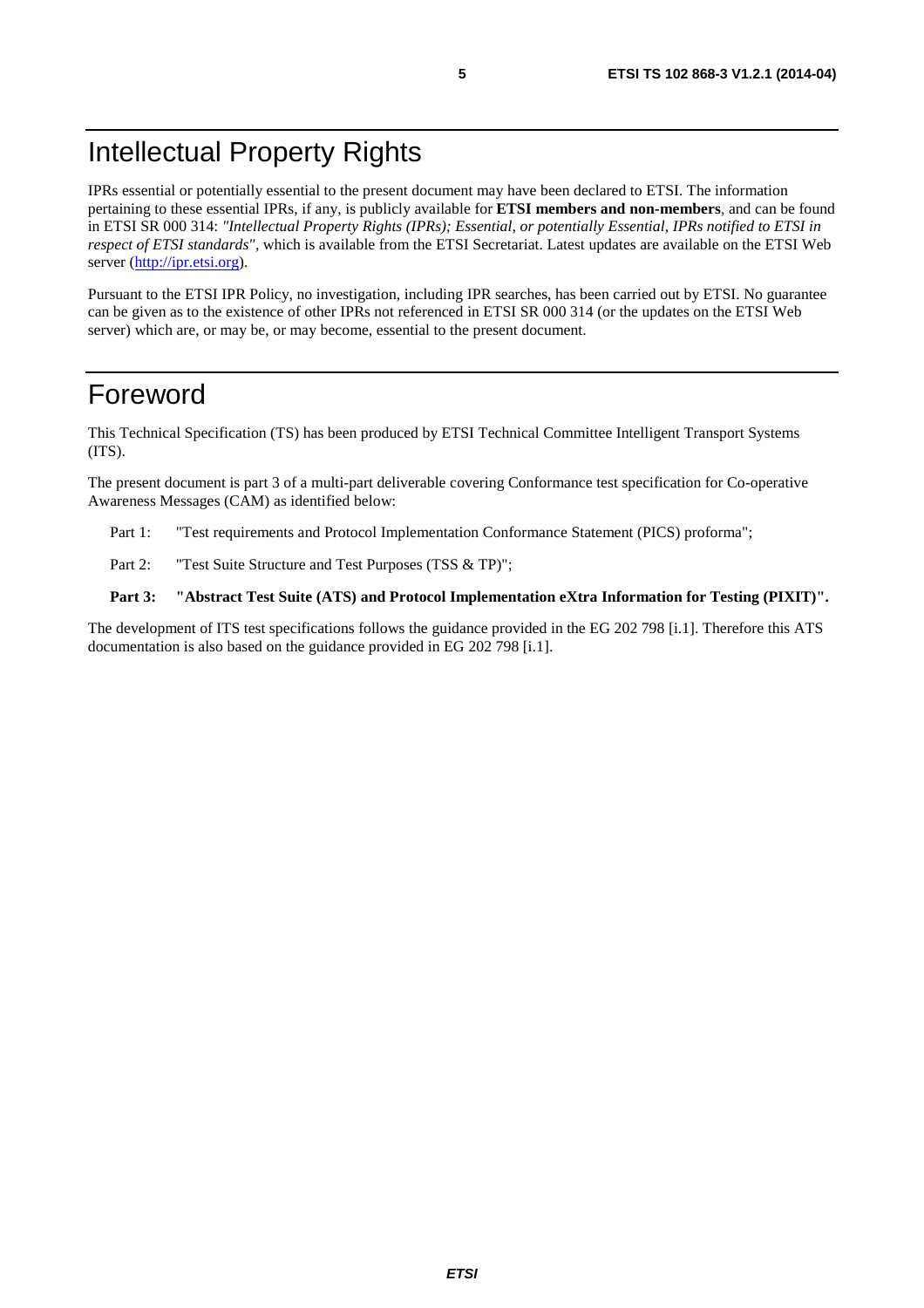# Intellectual Property Rights

IPRs essential or potentially essential to the present document may have been declared to ETSI. The information pertaining to these essential IPRs, if any, is publicly available for **ETSI members and non-members**, and can be found in ETSI SR 000 314: *"Intellectual Property Rights (IPRs); Essential, or potentially Essential, IPRs notified to ETSI in respect of ETSI standards"*, which is available from the ETSI Secretariat. Latest updates are available on the ETSI Web server (http://ipr.etsi.org).

Pursuant to the ETSI IPR Policy, no investigation, including IPR searches, has been carried out by ETSI. No guarantee can be given as to the existence of other IPRs not referenced in ETSI SR 000 314 (or the updates on the ETSI Web server) which are, or may be, or may become, essential to the present document.

# Foreword

This Technical Specification (TS) has been produced by ETSI Technical Committee Intelligent Transport Systems (ITS).

The present document is part 3 of a multi-part deliverable covering Conformance test specification for Co-operative Awareness Messages (CAM) as identified below:

Part 1: "Test requirements and Protocol Implementation Conformance Statement (PICS) proforma";

Part 2: "Test Suite Structure and Test Purposes (TSS & TP)";

**Part 3: "Abstract Test Suite (ATS) and Protocol Implementation eXtra Information for Testing (PIXIT)".**

The development of ITS test specifications follows the guidance provided in the EG 202 798 [i.1]. Therefore this ATS documentation is also based on the guidance provided in EG 202 798 [i.1].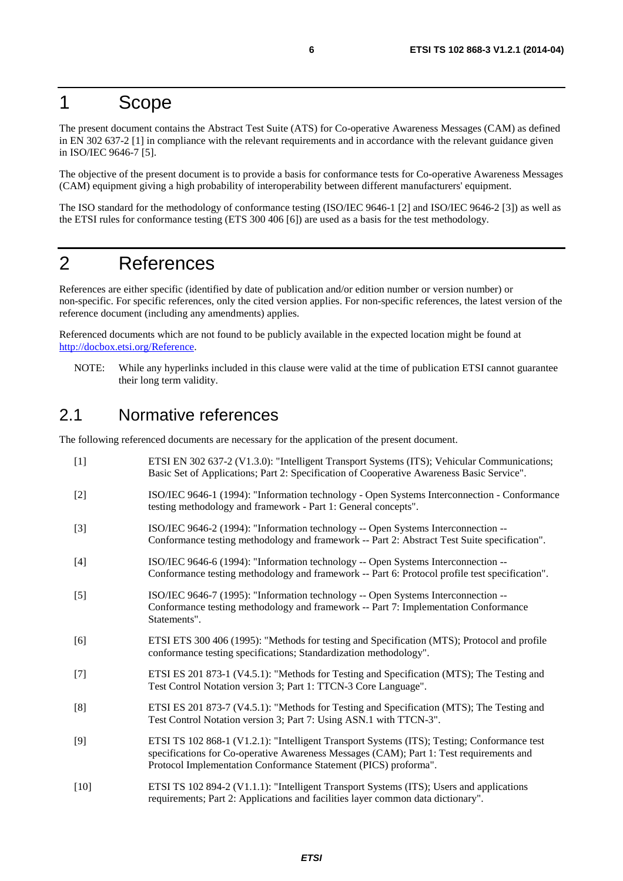# 1 Scope

The present document contains the Abstract Test Suite (ATS) for Co-operative Awareness Messages (CAM) as defined in EN 302 637-2 [1] in compliance with the relevant requirements and in accordance with the relevant guidance given in ISO/IEC 9646-7 [5].

The objective of the present document is to provide a basis for conformance tests for Co-operative Awareness Messages (CAM) equipment giving a high probability of interoperability between different manufacturers' equipment.

The ISO standard for the methodology of conformance testing (ISO/IEC 9646-1 [2] and ISO/IEC 9646-2 [3]) as well as the ETSI rules for conformance testing (ETS 300 406 [6]) are used as a basis for the test methodology.

# 2 References

References are either specific (identified by date of publication and/or edition number or version number) or non-specific. For specific references, only the cited version applies. For non-specific references, the latest version of the reference document (including any amendments) applies.

Referenced documents which are not found to be publicly available in the expected location might be found at http://docbox.etsi.org/Reference.

NOTE: While any hyperlinks included in this clause were valid at the time of publication ETSI cannot guarantee their long term validity.

## 2.1 Normative references

The following referenced documents are necessary for the application of the present document.

[1] ETSI EN 302 637-2 (V1.3.0): "Intelligent Transport Systems (ITS); Vehicular Communications; Basic Set of Applications; Part 2: Specification of Cooperative Awareness Basic Service".

[2] ISO/IEC 9646-1 (1994): "Information technology - Open Systems Interconnection - Conformance testing methodology and framework - Part 1: General concepts".

[3] ISO/IEC 9646-2 (1994): "Information technology -- Open Systems Interconnection -- Conformance testing methodology and framework -- Part 2: Abstract Test Suite specification".

[4] ISO/IEC 9646-6 (1994): "Information technology -- Open Systems Interconnection -- Conformance testing methodology and framework -- Part 6: Protocol profile test specification".

[5] ISO/IEC 9646-7 (1995): "Information technology -- Open Systems Interconnection -- Conformance testing methodology and framework -- Part 7: Implementation Conformance Statements".

[6] ETSI ETS 300 406 (1995): "Methods for testing and Specification (MTS); Protocol and profile conformance testing specifications; Standardization methodology".

[7] ETSI ES 201 873-1 (V4.5.1): "Methods for Testing and Specification (MTS); The Testing and Test Control Notation version 3; Part 1: TTCN-3 Core Language".

[8] ETSI ES 201 873-7 (V4.5.1): "Methods for Testing and Specification (MTS); The Testing and Test Control Notation version 3; Part 7: Using ASN.1 with TTCN-3".

[9] ETSI TS 102 868-1 (V1.2.1): "Intelligent Transport Systems (ITS); Testing; Conformance test specifications for Co-operative Awareness Messages (CAM); Part 1: Test requirements and Protocol Implementation Conformance Statement (PICS) proforma".

[10] ETSI TS 102 894-2 (V1.1.1): "Intelligent Transport Systems (ITS); Users and applications requirements; Part 2: Applications and facilities layer common data dictionary".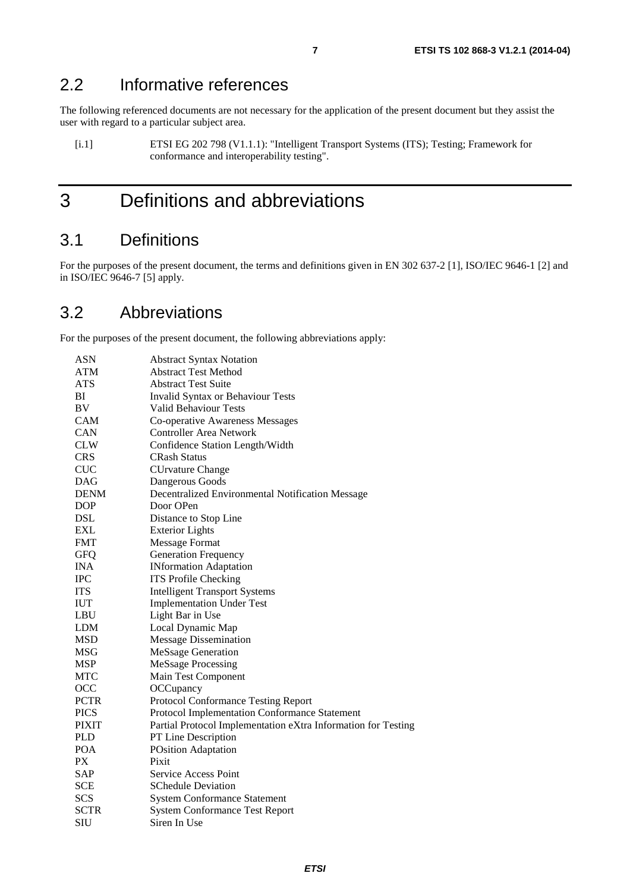## 2.2 Informative references

The following referenced documents are not necessary for the application of the present document but they assist the user with regard to a particular subject area.

[i.1] ETSI EG 202 798 (V1.1.1): "Intelligent Transport Systems (ITS); Testing; Framework for conformance and interoperability testing".

# 3 Definitions and abbreviations

## 3.1 Definitions

For the purposes of the present document, the terms and definitions given in EN 302 637-2 [1], ISO/IEC 9646-1 [2] and in ISO/IEC 9646-7 [5] apply.

## 3.2 Abbreviations

For the purposes of the present document, the following abbreviations apply:

| | |
|---|---|
| ASN | Abstract Syntax Notation |
| ATM | Abstract Test Method |
| ATS | Abstract Test Suite |
| BI | Invalid Syntax or Behaviour Tests |
| BV | Valid Behaviour Tests |
| CAM | Co-operative Awareness Messages |
| CAN | Controller Area Network |
| CLW | Confidence Station Length/Width |
| CRS | CRash Status |
| CUC | CUrvature Change |
| DAG | Dangerous Goods |
| DENM | Decentralized Environmental Notification Message |
| DOP | Door OPen |
| DSL | Distance to Stop Line |
| EXL | Exterior Lights |
| FMT | Message Format |
| GFQ | Generation Frequency |
| INA | INformation Adaptation |
| IPC | ITS Profile Checking |
| ITS | Intelligent Transport Systems |
| IUT | Implementation Under Test |
| LBU | Light Bar in Use |
| LDM | Local Dynamic Map |
| MSD | Message Dissemination |
| MSG | MeSsage Generation |
| MSP | MeSsage Processing |
| MTC | Main Test Component |
| OCC | OCCupancy |
| PCTR | Protocol Conformance Testing Report |
| PICS | Protocol Implementation Conformance Statement |
| PIXIT | Partial Protocol Implementation eXtra Information for Testing |
| PLD | PT Line Description |
| POA | POsition Adaptation |
| PX | Pixit |
| SAP | Service Access Point |
| SCE | SChedule Deviation |
| SCS | System Conformance Statement |
| SCTR | System Conformance Test Report |
| SIU | Siren In Use |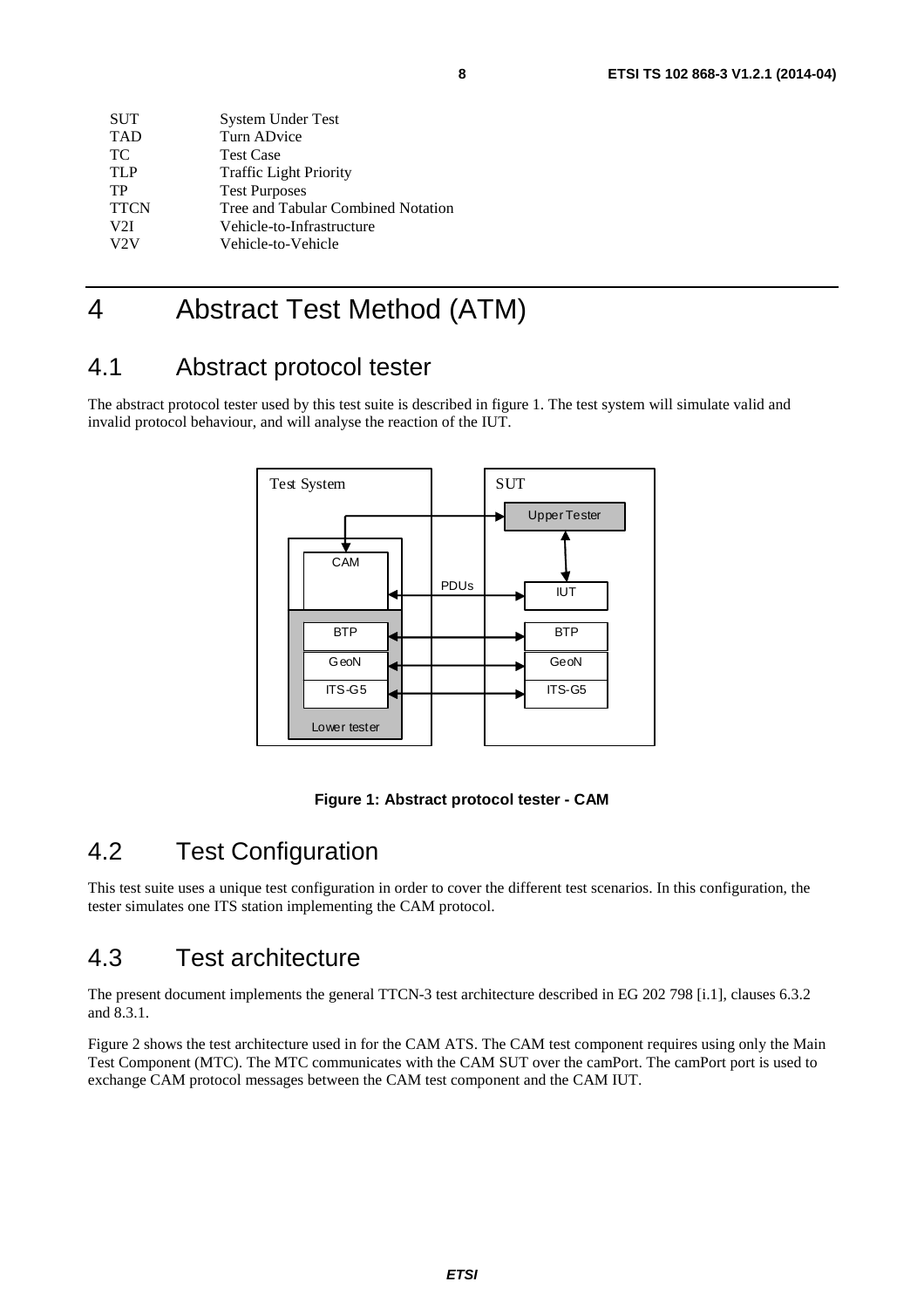| | |
|---|---|
| SUT | System Under Test |
| TAD | Turn ADvice |
| TC | Test Case |
| TLP | Traffic Light Priority |
| TP | Test Purposes |
| TTCN | Tree and Tabular Combined Notation |
| V2I | Vehicle-to-Infrastructure |
| V2V | Vehicle-to-Vehicle |

# 4 Abstract Test Method (ATM)

## 4.1 Abstract protocol tester

The abstract protocol tester used by this test suite is described in figure 1. The test system will simulate valid and invalid protocol behaviour, and will analyse the reaction of the IUT.

**Figure 1: Abstract protocol tester - CAM**

## 4.2 Test Configuration

This test suite uses a unique test configuration in order to cover the different test scenarios. In this configuration, the tester simulates one ITS station implementing the CAM protocol.

## 4.3 Test architecture

The present document implements the general TTCN-3 test architecture described in EG 202 798 [i.1], clauses 6.3.2 and 8.3.1.

Figure 2 shows the test architecture used in for the CAM ATS. The CAM test component requires using only the Main Test Component (MTC). The MTC communicates with the CAM SUT over the camPort. The camPort port is used to exchange CAM protocol messages between the CAM test component and the CAM IUT.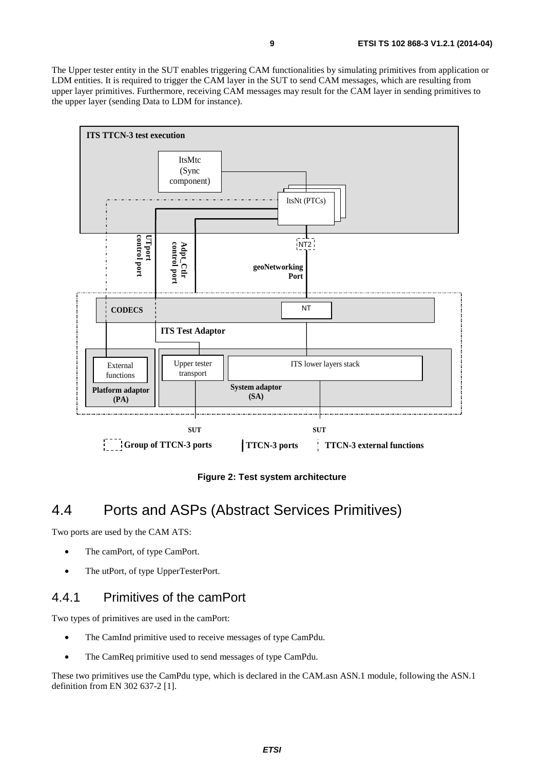The Upper tester entity in the SUT enables triggering CAM functionalities by simulating primitives from application or LDM entities. It is required to trigger the CAM layer in the SUT to send CAM messages, which are resulting from upper layer primitives. Furthermore, receiving CAM messages may result for the CAM layer in sending primitives to the upper layer (sending Data to LDM for instance).

**Figure 2: Test system architecture**

## 4.4 Ports and ASPs (Abstract Services Primitives)

Two ports are used by the CAM ATS:

- The camPort, of type CamPort.
- The utPort, of type UpperTesterPort.

### 4.4.1 Primitives of the camPort

Two types of primitives are used in the camPort:

- The CamInd primitive used to receive messages of type CamPdu.
- The CamReq primitive used to send messages of type CamPdu.

These two primitives use the CamPdu type, which is declared in the CAM.asn ASN.1 module, following the ASN.1 definition from EN 302 637-2 [1].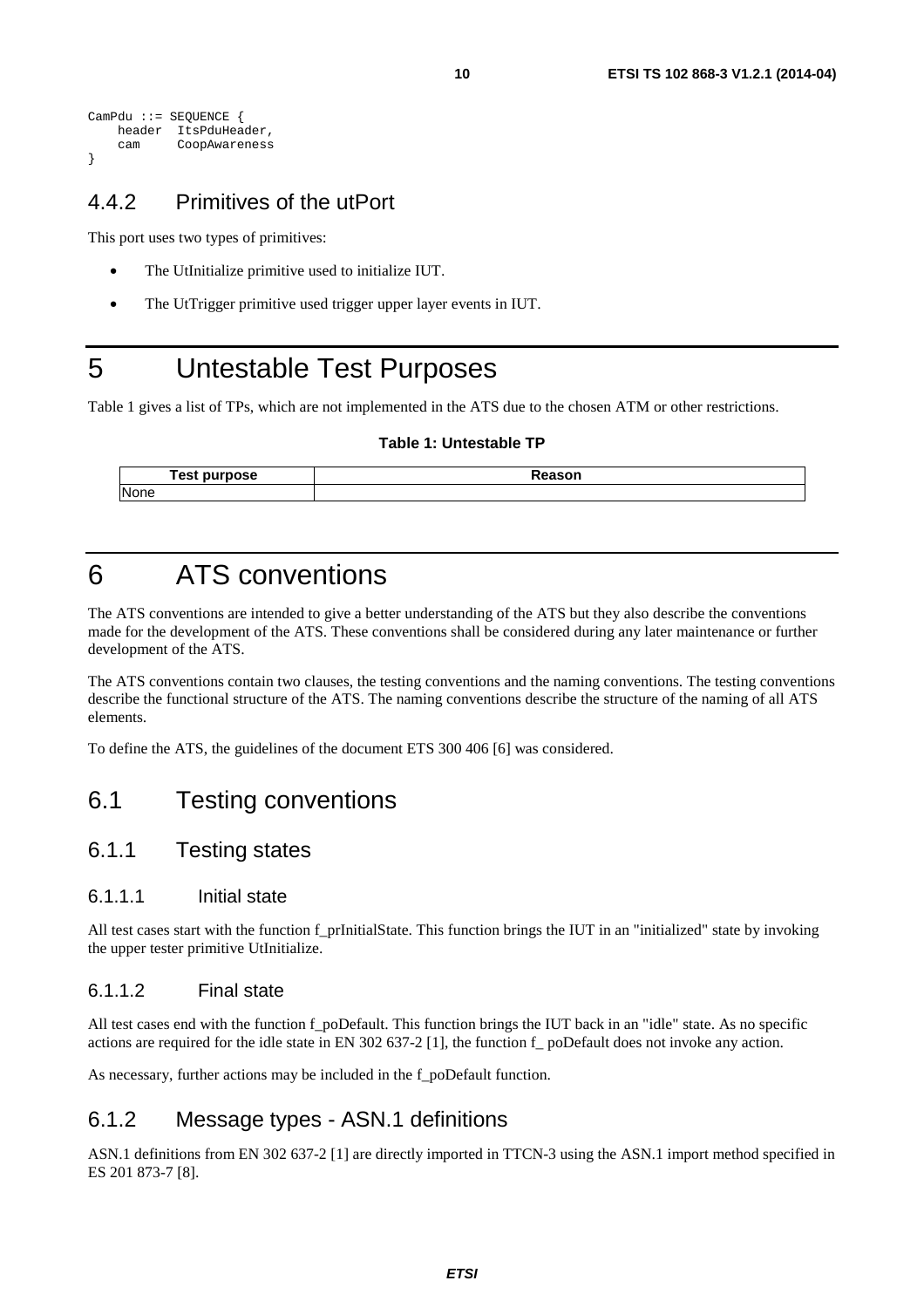```
CamPdu ::= SEQUENCE {
    header  ItsPduHeader,
    cam     CoopAwareness
}
```

### 4.4.2 Primitives of the utPort

This port uses two types of primitives:

- The UtInitialize primitive used to initialize IUT.
- The UtTrigger primitive used trigger upper layer events in IUT.

# 5 Untestable Test Purposes

Table 1 gives a list of TPs, which are not implemented in the ATS due to the chosen ATM or other restrictions.

**Table 1: Untestable TP**

| Test purpose | Reason |
| --- | --- |
| None | |

# 6 ATS conventions

The ATS conventions are intended to give a better understanding of the ATS but they also describe the conventions made for the development of the ATS. These conventions shall be considered during any later maintenance or further development of the ATS.

The ATS conventions contain two clauses, the testing conventions and the naming conventions. The testing conventions describe the functional structure of the ATS. The naming conventions describe the structure of the naming of all ATS elements.

To define the ATS, the guidelines of the document ETS 300 406 [6] was considered.

## 6.1 Testing conventions

### 6.1.1 Testing states

#### 6.1.1.1 Initial state

All test cases start with the function f_prInitialState. This function brings the IUT in an "initialized" state by invoking the upper tester primitive UtInitialize.

#### 6.1.1.2 Final state

All test cases end with the function f_poDefault. This function brings the IUT back in an "idle" state. As no specific actions are required for the idle state in EN 302 637-2 [1], the function f_ poDefault does not invoke any action.

As necessary, further actions may be included in the f_poDefault function.

### 6.1.2 Message types - ASN.1 definitions

ASN.1 definitions from EN 302 637-2 [1] are directly imported in TTCN-3 using the ASN.1 import method specified in ES 201 873-7 [8].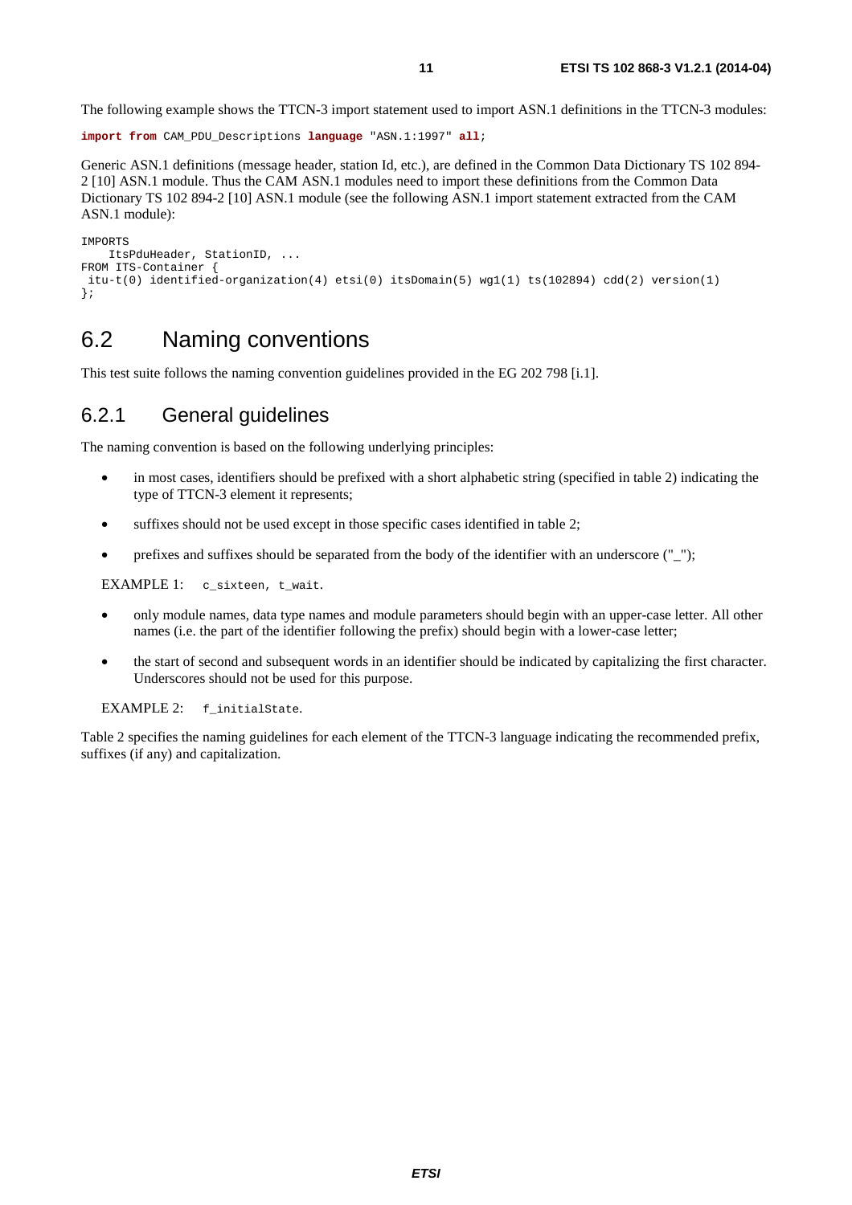The following example shows the TTCN-3 import statement used to import ASN.1 definitions in the TTCN-3 modules:

```
import from CAM_PDU_Descriptions language "ASN.1:1997" all;
```

Generic ASN.1 definitions (message header, station Id, etc.), are defined in the Common Data Dictionary TS 102 894-2 [10] ASN.1 module. Thus the CAM ASN.1 modules need to import these definitions from the Common Data Dictionary TS 102 894-2 [10] ASN.1 module (see the following ASN.1 import statement extracted from the CAM ASN.1 module):

```
IMPORTS
    ItsPduHeader, StationID, ...
FROM ITS-Container {
 itu-t(0) identified-organization(4) etsi(0) itsDomain(5) wg1(1) ts(102894) cdd(2) version(1)
};
```

## 6.2 Naming conventions

This test suite follows the naming convention guidelines provided in the EG 202 798 [i.1].

### 6.2.1 General guidelines

The naming convention is based on the following underlying principles:

- in most cases, identifiers should be prefixed with a short alphabetic string (specified in table 2) indicating the type of TTCN-3 element it represents;
- suffixes should not be used except in those specific cases identified in table 2;
- prefixes and suffixes should be separated from the body of the identifier with an underscore ("_");

EXAMPLE 1: `c_sixteen`, `t_wait`.

- only module names, data type names and module parameters should begin with an upper-case letter. All other names (i.e. the part of the identifier following the prefix) should begin with a lower-case letter;
- the start of second and subsequent words in an identifier should be indicated by capitalizing the first character. Underscores should not be used for this purpose.

EXAMPLE 2: `f_initialState`.

Table 2 specifies the naming guidelines for each element of the TTCN-3 language indicating the recommended prefix, suffixes (if any) and capitalization.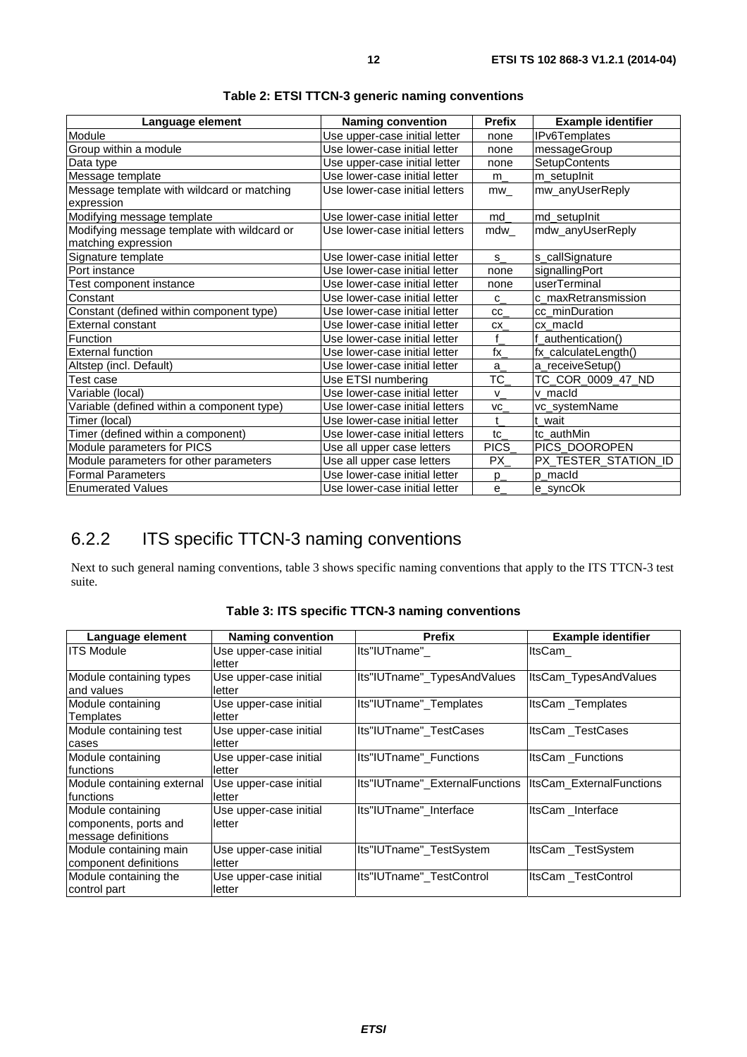**Table 2: ETSI TTCN-3 generic naming conventions**

| Language element | Naming convention | Prefix | Example identifier |
|---|---|---|---|
| Module | Use upper-case initial letter | none | IPv6Templates |
| Group within a module | Use lower-case initial letter | none | messageGroup |
| Data type | Use upper-case initial letter | none | SetupContents |
| Message template | Use lower-case initial letter | m_ | m_setupInit |
| Message template with wildcard or matching expression | Use lower-case initial letters | mw_ | mw_anyUserReply |
| Modifying message template | Use lower-case initial letter | md_ | md_setupInit |
| Modifying message template with wildcard or matching expression | Use lower-case initial letters | mdw_ | mdw_anyUserReply |
| Signature template | Use lower-case initial letter | s_ | s_callSignature |
| Port instance | Use lower-case initial letter | none | signallingPort |
| Test component instance | Use lower-case initial letter | none | userTerminal |
| Constant | Use lower-case initial letter | c_ | c_maxRetransmission |
| Constant (defined within component type) | Use lower-case initial letter | cc_ | cc_minDuration |
| External constant | Use lower-case initial letter | cx_ | cx_macId |
| Function | Use lower-case initial letter | f_ | f_authentication() |
| External function | Use lower-case initial letter | fx_ | fx_calculateLength() |
| Altstep (incl. Default) | Use lower-case initial letter | a_ | a_receiveSetup() |
| Test case | Use ETSI numbering | TC_ | TC_COR_0009_47_ND |
| Variable (local) | Use lower-case initial letter | v_ | v_macId |
| Variable (defined within a component type) | Use lower-case initial letters | vc_ | vc_systemName |
| Timer (local) | Use lower-case initial letter | t_ | t_wait |
| Timer (defined within a component) | Use lower-case initial letters | tc_ | tc_authMin |
| Module parameters for PICS | Use all upper case letters | PICS_ | PICS_DOOROPEN |
| Module parameters for other parameters | Use all upper case letters | PX_ | PX_TESTER_STATION_ID |
| Formal Parameters | Use lower-case initial letter | p_ | p_macId |
| Enumerated Values | Use lower-case initial letter | e_ | e_syncOk |

## 6.2.2 ITS specific TTCN-3 naming conventions

Next to such general naming conventions, table 3 shows specific naming conventions that apply to the ITS TTCN-3 test suite.

**Table 3: ITS specific TTCN-3 naming conventions**

| Language element | Naming convention | Prefix | Example identifier |
|---|---|---|---|
| ITS Module | Use upper-case initial letter | Its"IUTname"_ | ItsCam_ |
| Module containing types and values | Use upper-case initial letter | Its"IUTname"_TypesAndValues | ItsCam_TypesAndValues |
| Module containing Templates | Use upper-case initial letter | Its"IUTname"_Templates | ItsCam _Templates |
| Module containing test cases | Use upper-case initial letter | Its"IUTname"_TestCases | ItsCam _TestCases |
| Module containing functions | Use upper-case initial letter | Its"IUTname"_Functions | ItsCam _Functions |
| Module containing external functions | Use upper-case initial letter | Its"IUTname"_ExternalFunctions | ItsCam_ExternalFunctions |
| Module containing components, ports and message definitions | Use upper-case initial letter | Its"IUTname"_Interface | ItsCam _Interface |
| Module containing main component definitions | Use upper-case initial letter | Its"IUTname"_TestSystem | ItsCam _TestSystem |
| Module containing the control part | Use upper-case initial letter | Its"IUTname"_TestControl | ItsCam _TestControl |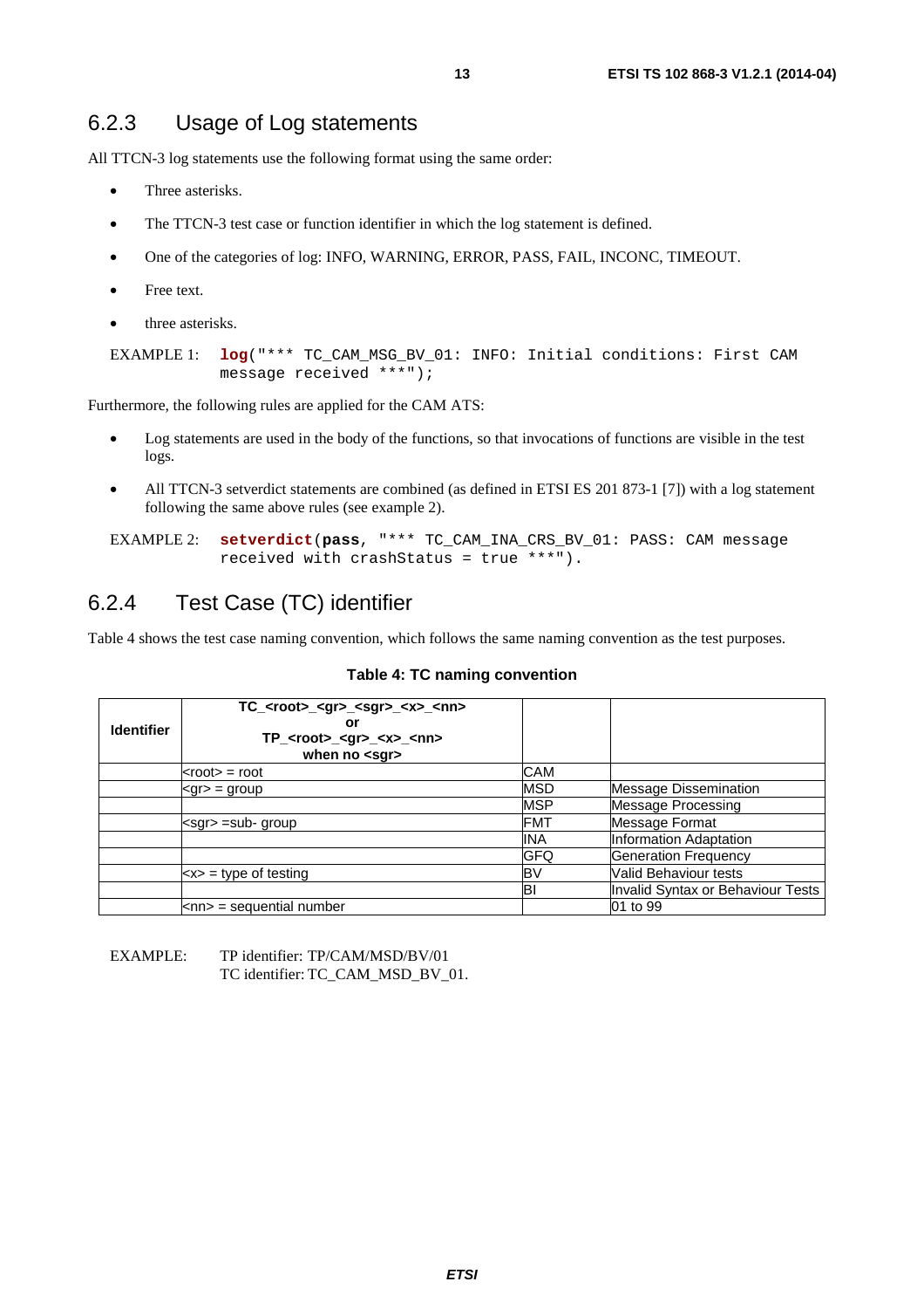### 6.2.3 Usage of Log statements

All TTCN-3 log statements use the following format using the same order:

- Three asterisks.
- The TTCN-3 test case or function identifier in which the log statement is defined.
- One of the categories of log: INFO, WARNING, ERROR, PASS, FAIL, INCONC, TIMEOUT.
- Free text.
- three asterisks.

EXAMPLE 1:
```
log("*** TC_CAM_MSG_BV_01: INFO: Initial conditions: First CAM message received ***");
```

Furthermore, the following rules are applied for the CAM ATS:

- Log statements are used in the body of the functions, so that invocations of functions are visible in the test logs.
- All TTCN-3 setverdict statements are combined (as defined in ETSI ES 201 873-1 [7]) with a log statement following the same above rules (see example 2).

EXAMPLE 2:
```
setverdict(pass, "*** TC_CAM_INA_CRS_BV_01: PASS: CAM message received with crashStatus = true ***").
```

### 6.2.4 Test Case (TC) identifier

Table 4 shows the test case naming convention, which follows the same naming convention as the test purposes.

**Table 4: TC naming convention**

| **Identifier** | **TC_<root>_<gr>_<sgr>_<x>_<nn> or TP_<root>_<gr>_<x>_<nn> when no <sgr>** | | |
|---|---|---|---|
| | <root> = root | CAM | |
| | <gr> = group | MSD | Message Dissemination |
| | | MSP | Message Processing |
| | <sgr> =sub- group | FMT | Message Format |
| | | INA | Information Adaptation |
| | | GFQ | Generation Frequency |
| | <x> = type of testing | BV | Valid Behaviour tests |
| | | BI | Invalid Syntax or Behaviour Tests |
| | <nn> = sequential number | | 01 to 99 |

EXAMPLE: TP identifier: TP/CAM/MSD/BV/01
TC identifier: TC_CAM_MSD_BV_01.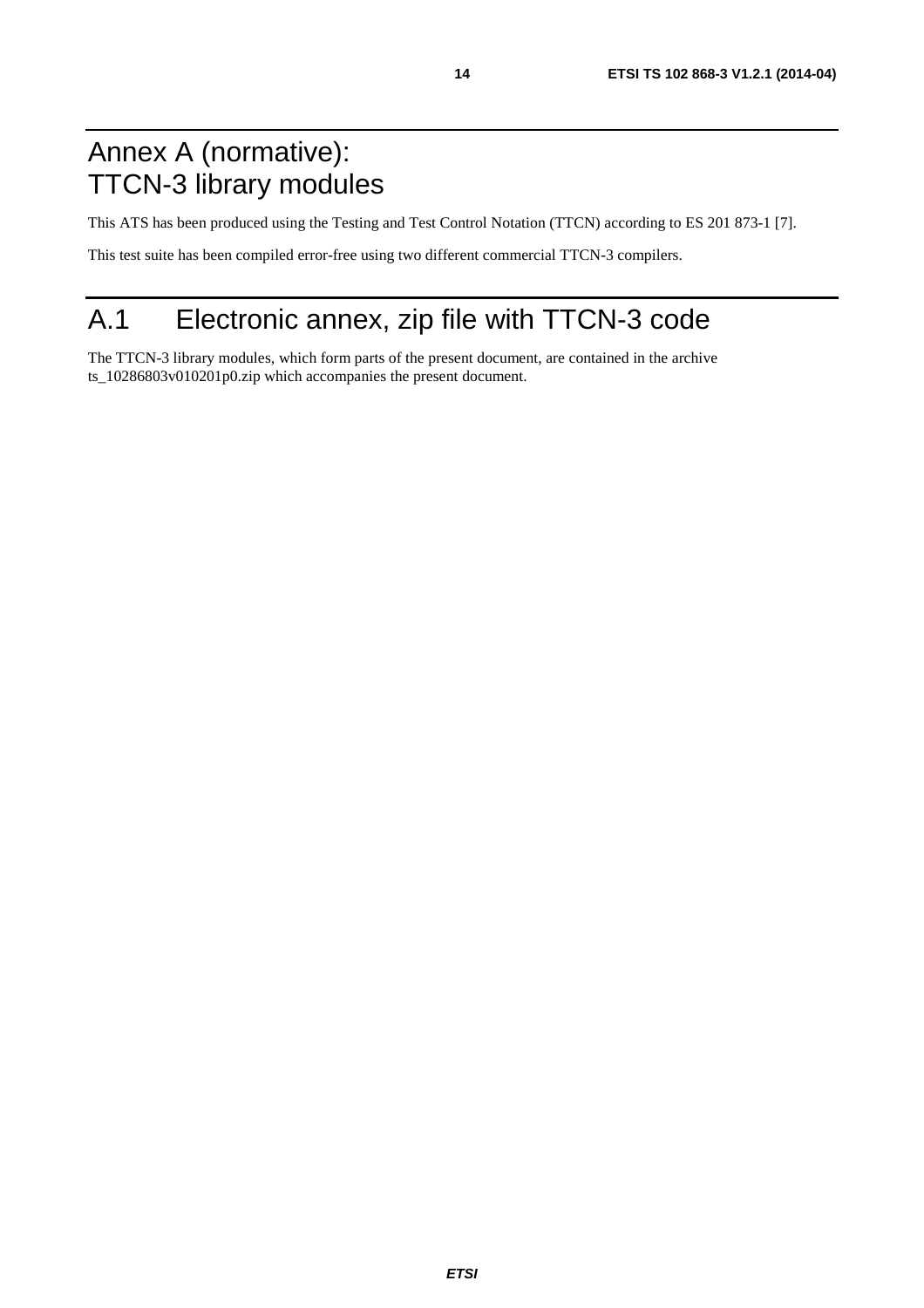# Annex A (normative): TTCN-3 library modules

This ATS has been produced using the Testing and Test Control Notation (TTCN) according to ES 201 873-1 [7].

This test suite has been compiled error-free using two different commercial TTCN-3 compilers.

# A.1 Electronic annex, zip file with TTCN-3 code

The TTCN-3 library modules, which form parts of the present document, are contained in the archive ts_10286803v010201p0.zip which accompanies the present document.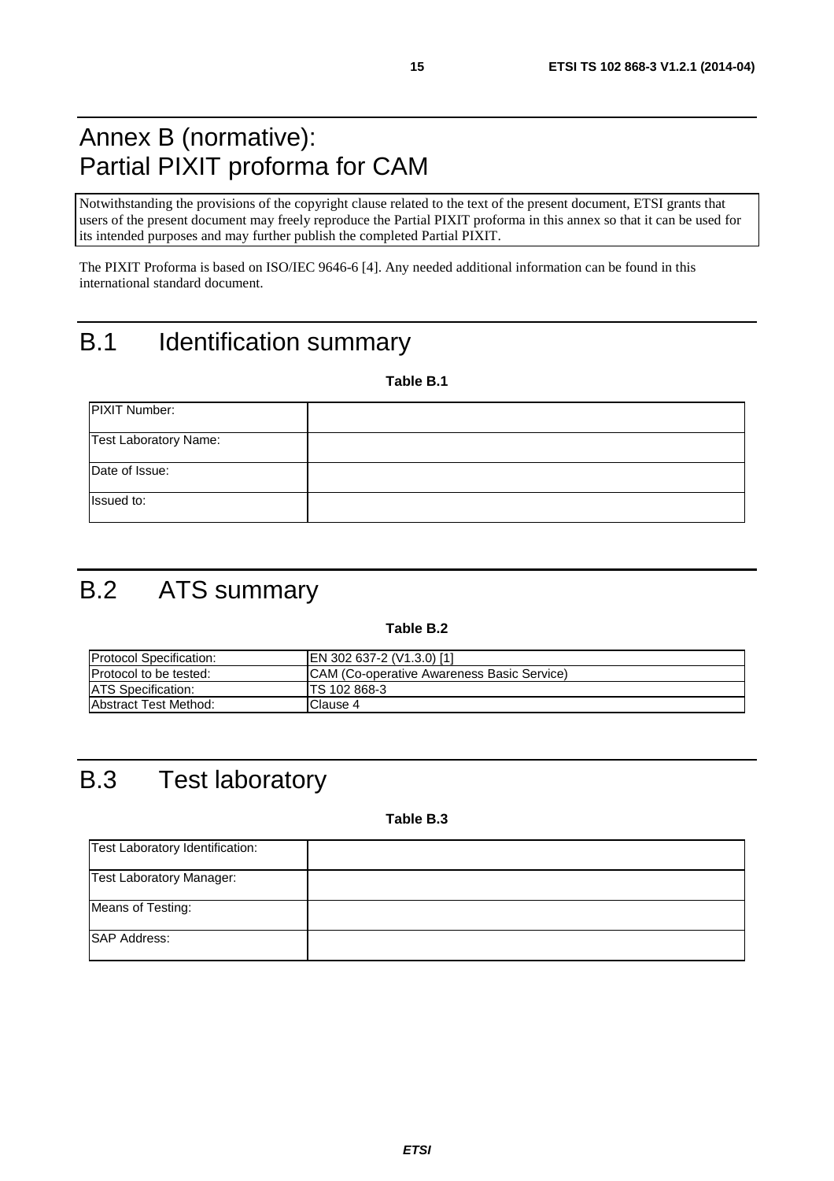# Annex B (normative): Partial PIXIT proforma for CAM

Notwithstanding the provisions of the copyright clause related to the text of the present document, ETSI grants that users of the present document may freely reproduce the Partial PIXIT proforma in this annex so that it can be used for its intended purposes and may further publish the completed Partial PIXIT.

The PIXIT Proforma is based on ISO/IEC 9646-6 [4]. Any needed additional information can be found in this international standard document.

# B.1 Identification summary

**Table B.1**

| | |
|---|---|
| PIXIT Number: | |
| Test Laboratory Name: | |
| Date of Issue: | |
| Issued to: | |

# B.2 ATS summary

**Table B.2**

| | |
|---|---|
| Protocol Specification: | EN 302 637-2 (V1.3.0) [1] |
| Protocol to be tested: | CAM (Co-operative Awareness Basic Service) |
| ATS Specification: | TS 102 868-3 |
| Abstract Test Method: | Clause 4 |

# B.3 Test laboratory

**Table B.3**

| | |
|---|---|
| Test Laboratory Identification: | |
| Test Laboratory Manager: | |
| Means of Testing: | |
| SAP Address: | |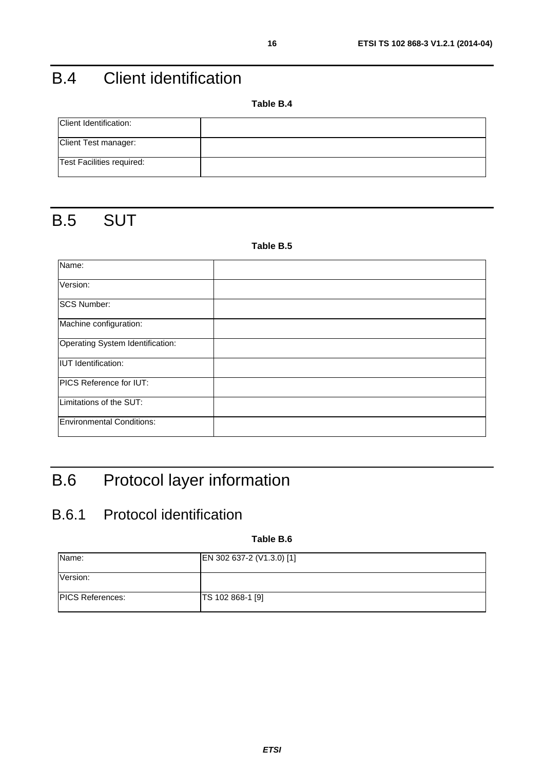# B.4 Client identification

**Table B.4**

| | |
|---|---|
| Client Identification: | |
| Client Test manager: | |
| Test Facilities required: | |

# B.5 SUT

**Table B.5**

| | |
|---|---|
| Name: | |
| Version: | |
| SCS Number: | |
| Machine configuration: | |
| Operating System Identification: | |
| IUT Identification: | |
| PICS Reference for IUT: | |
| Limitations of the SUT: | |
| Environmental Conditions: | |

# B.6 Protocol layer information

## B.6.1 Protocol identification

**Table B.6**

| | |
|---|---|
| Name: | EN 302 637-2 (V1.3.0) [1] |
| Version: | |
| PICS References: | TS 102 868-1 [9] |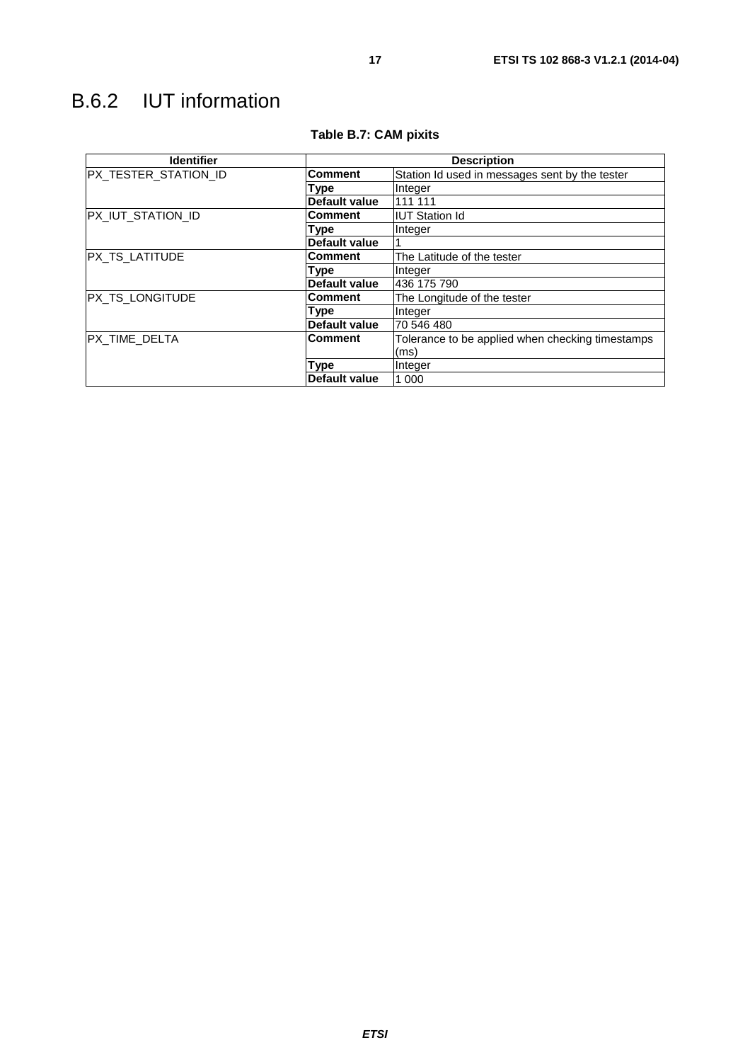# B.6.2 IUT information

**Table B.7: CAM pixits**

| Identifier | Description | |
|---|---|---|
| PX_TESTER_STATION_ID | **Comment** | Station Id used in messages sent by the tester |
| | **Type** | Integer |
| | **Default value** | 111 111 |
| PX_IUT_STATION_ID | **Comment** | IUT Station Id |
| | **Type** | Integer |
| | **Default value** | 1 |
| PX_TS_LATITUDE | **Comment** | The Latitude of the tester |
| | **Type** | Integer |
| | **Default value** | 436 175 790 |
| PX_TS_LONGITUDE | **Comment** | The Longitude of the tester |
| | **Type** | Integer |
| | **Default value** | 70 546 480 |
| PX_TIME_DELTA | **Comment** | Tolerance to be applied when checking timestamps (ms) |
| | **Type** | Integer |
| | **Default value** | 1 000 |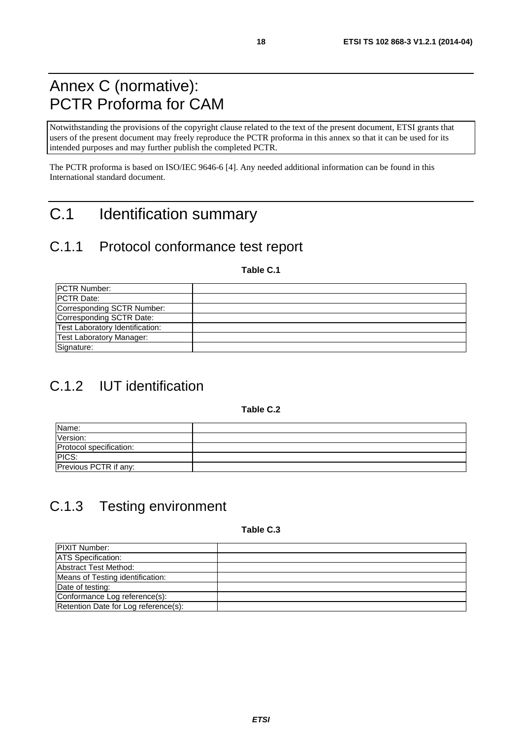# Annex C (normative): PCTR Proforma for CAM

Notwithstanding the provisions of the copyright clause related to the text of the present document, ETSI grants that users of the present document may freely reproduce the PCTR proforma in this annex so that it can be used for its intended purposes and may further publish the completed PCTR.

The PCTR proforma is based on ISO/IEC 9646-6 [4]. Any needed additional information can be found in this International standard document.

# C.1 Identification summary

## C.1.1 Protocol conformance test report

**Table C.1**

| | |
|---|---|
| PCTR Number: | |
| PCTR Date: | |
| Corresponding SCTR Number: | |
| Corresponding SCTR Date: | |
| Test Laboratory Identification: | |
| Test Laboratory Manager: | |
| Signature: | |

## C.1.2 IUT identification

**Table C.2**

| | |
|---|---|
| Name: | |
| Version: | |
| Protocol specification: | |
| PICS: | |
| Previous PCTR if any: | |

## C.1.3 Testing environment

**Table C.3**

| | |
|---|---|
| PIXIT Number: | |
| ATS Specification: | |
| Abstract Test Method: | |
| Means of Testing identification: | |
| Date of testing: | |
| Conformance Log reference(s): | |
| Retention Date for Log reference(s): | |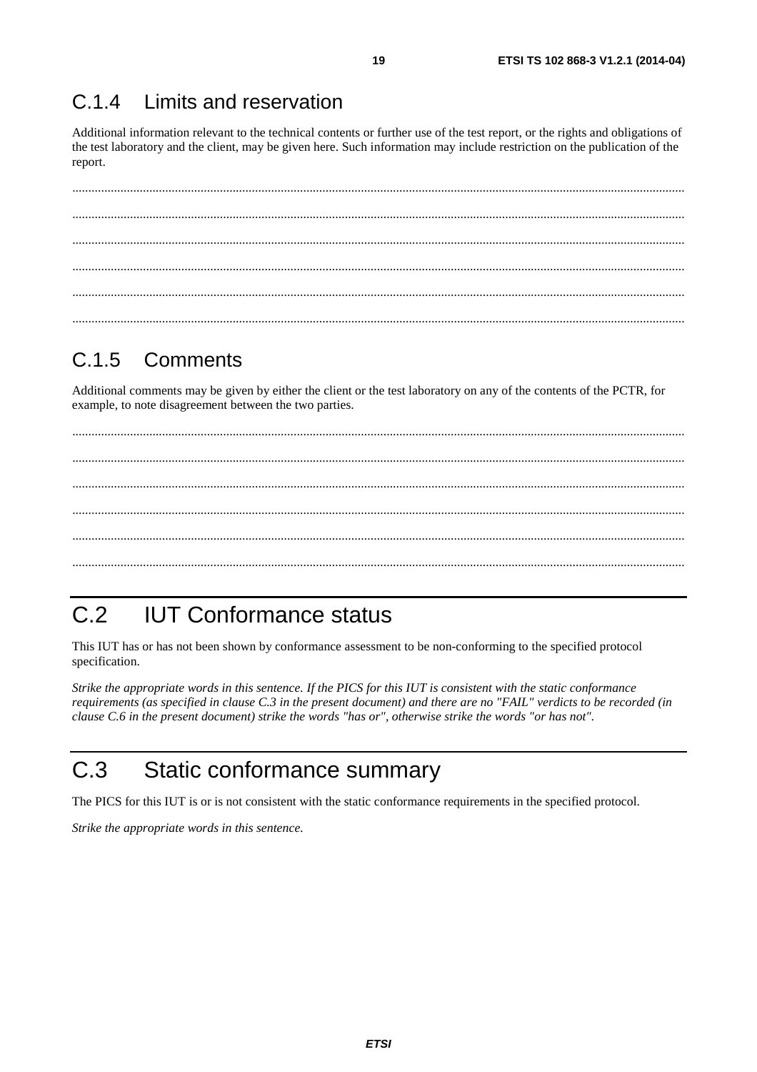## C.1.4 Limits and reservation

Additional information relevant to the technical contents or further use of the test report, or the rights and obligations of the test laboratory and the client, may be given here. Such information may include restriction on the publication of the report.

.............................................................................................................................................................................................

.............................................................................................................................................................................................

.............................................................................................................................................................................................

.............................................................................................................................................................................................

.............................................................................................................................................................................................

.............................................................................................................................................................................................

## C.1.5 Comments

Additional comments may be given by either the client or the test laboratory on any of the contents of the PCTR, for example, to note disagreement between the two parties.

.............................................................................................................................................................................................

.............................................................................................................................................................................................

.............................................................................................................................................................................................

.............................................................................................................................................................................................

.............................................................................................................................................................................................

.............................................................................................................................................................................................

# C.2 IUT Conformance status

This IUT has or has not been shown by conformance assessment to be non-conforming to the specified protocol specification.

*Strike the appropriate words in this sentence. If the PICS for this IUT is consistent with the static conformance requirements (as specified in clause C.3 in the present document) and there are no "FAIL" verdicts to be recorded (in clause C.6 in the present document) strike the words "has or", otherwise strike the words "or has not".*

# C.3 Static conformance summary

The PICS for this IUT is or is not consistent with the static conformance requirements in the specified protocol.

*Strike the appropriate words in this sentence.*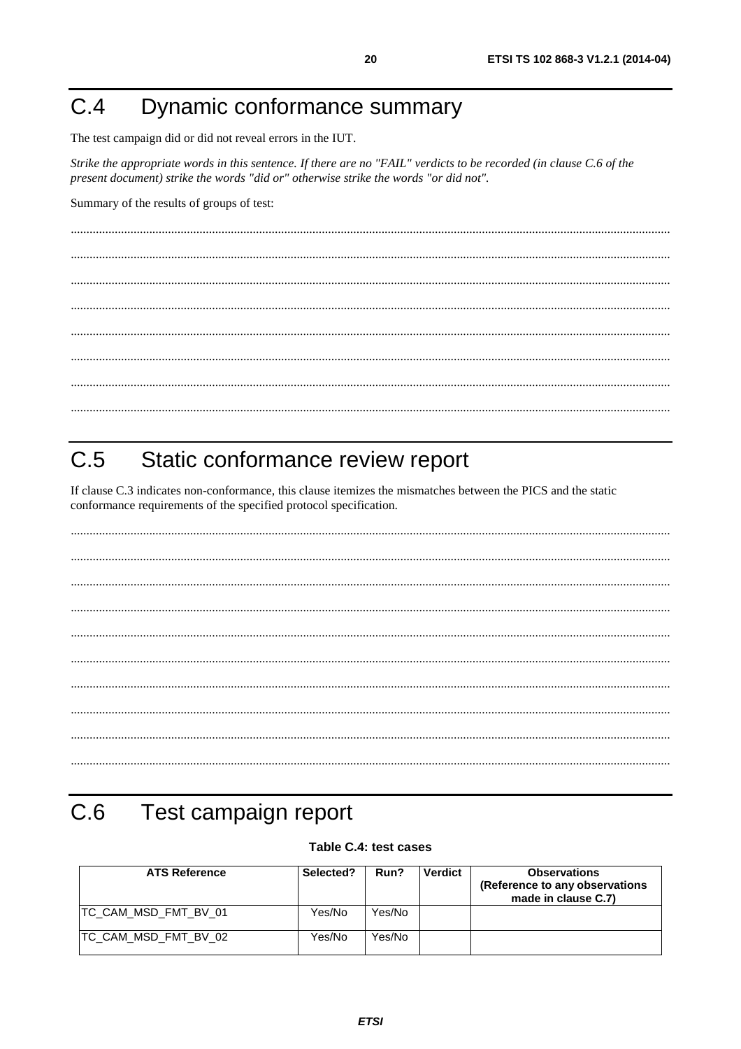# C.4 Dynamic conformance summary

The test campaign did or did not reveal errors in the IUT.

*Strike the appropriate words in this sentence. If there are no "FAIL" verdicts to be recorded (in clause C.6 of the present document) strike the words "did or" otherwise strike the words "or did not".*

Summary of the results of groups of test:

...........................................................................................................................................................................

...........................................................................................................................................................................

...........................................................................................................................................................................

...........................................................................................................................................................................

...........................................................................................................................................................................

...........................................................................................................................................................................

...........................................................................................................................................................................

...........................................................................................................................................................................

# C.5 Static conformance review report

If clause C.3 indicates non-conformance, this clause itemizes the mismatches between the PICS and the static conformance requirements of the specified protocol specification.

...........................................................................................................................................................................

...........................................................................................................................................................................

...........................................................................................................................................................................

...........................................................................................................................................................................

...........................................................................................................................................................................

...........................................................................................................................................................................

...........................................................................................................................................................................

...........................................................................................................................................................................

...........................................................................................................................................................................

...........................................................................................................................................................................

# C.6 Test campaign report

**Table C.4: test cases**

| ATS Reference | Selected? | Run? | Verdict | Observations (Reference to any observations made in clause C.7) |
|---|---|---|---|---|
| TC_CAM_MSD_FMT_BV_01 | Yes/No | Yes/No | | |
| TC_CAM_MSD_FMT_BV_02 | Yes/No | Yes/No | | |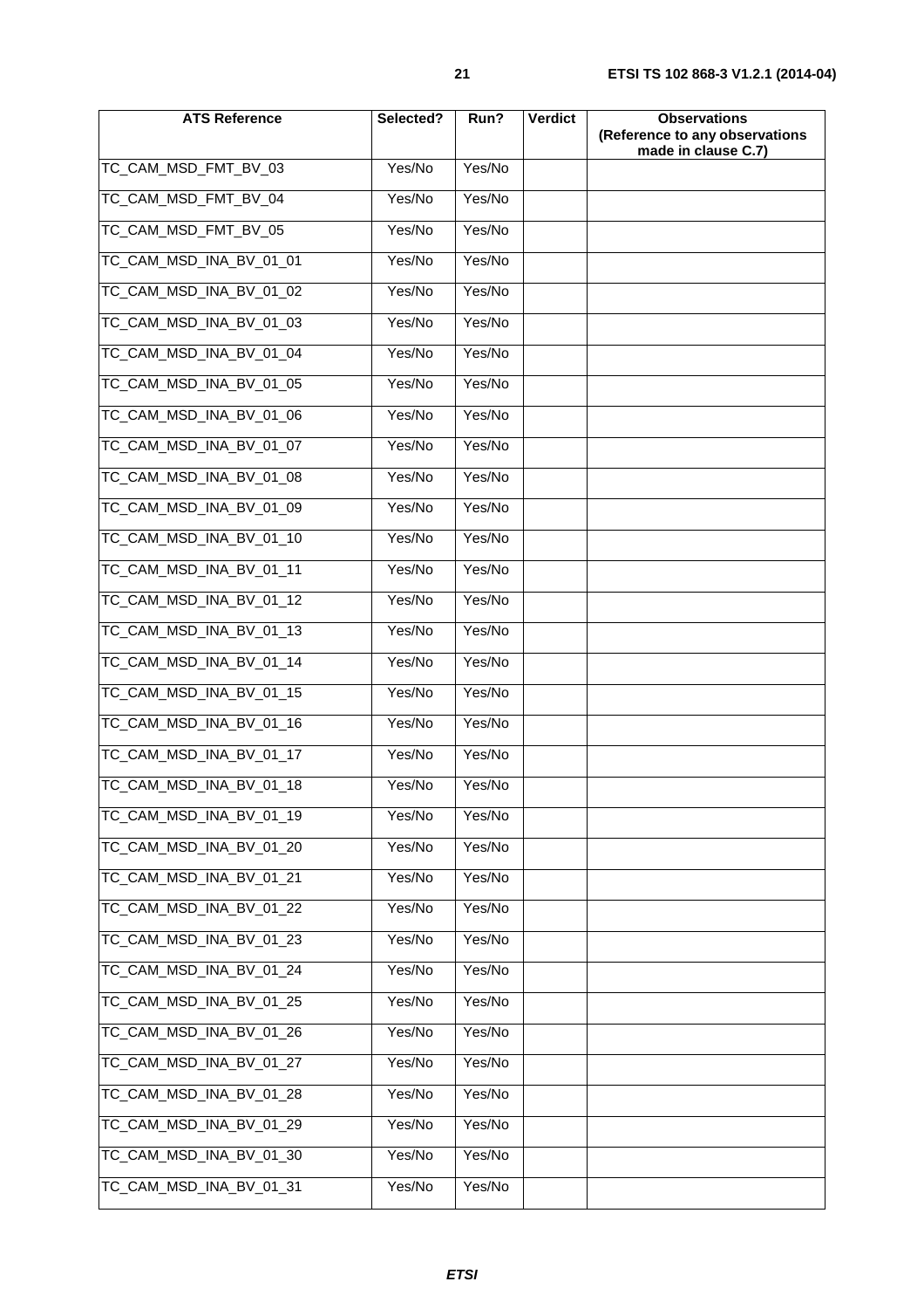| ATS Reference | Selected? | Run? | Verdict | Observations (Reference to any observations made in clause C.7) |
|---|---|---|---|---|
| TC_CAM_MSD_FMT_BV_03 | Yes/No | Yes/No | | |
| TC_CAM_MSD_FMT_BV_04 | Yes/No | Yes/No | | |
| TC_CAM_MSD_FMT_BV_05 | Yes/No | Yes/No | | |
| TC_CAM_MSD_INA_BV_01_01 | Yes/No | Yes/No | | |
| TC_CAM_MSD_INA_BV_01_02 | Yes/No | Yes/No | | |
| TC_CAM_MSD_INA_BV_01_03 | Yes/No | Yes/No | | |
| TC_CAM_MSD_INA_BV_01_04 | Yes/No | Yes/No | | |
| TC_CAM_MSD_INA_BV_01_05 | Yes/No | Yes/No | | |
| TC_CAM_MSD_INA_BV_01_06 | Yes/No | Yes/No | | |
| TC_CAM_MSD_INA_BV_01_07 | Yes/No | Yes/No | | |
| TC_CAM_MSD_INA_BV_01_08 | Yes/No | Yes/No | | |
| TC_CAM_MSD_INA_BV_01_09 | Yes/No | Yes/No | | |
| TC_CAM_MSD_INA_BV_01_10 | Yes/No | Yes/No | | |
| TC_CAM_MSD_INA_BV_01_11 | Yes/No | Yes/No | | |
| TC_CAM_MSD_INA_BV_01_12 | Yes/No | Yes/No | | |
| TC_CAM_MSD_INA_BV_01_13 | Yes/No | Yes/No | | |
| TC_CAM_MSD_INA_BV_01_14 | Yes/No | Yes/No | | |
| TC_CAM_MSD_INA_BV_01_15 | Yes/No | Yes/No | | |
| TC_CAM_MSD_INA_BV_01_16 | Yes/No | Yes/No | | |
| TC_CAM_MSD_INA_BV_01_17 | Yes/No | Yes/No | | |
| TC_CAM_MSD_INA_BV_01_18 | Yes/No | Yes/No | | |
| TC_CAM_MSD_INA_BV_01_19 | Yes/No | Yes/No | | |
| TC_CAM_MSD_INA_BV_01_20 | Yes/No | Yes/No | | |
| TC_CAM_MSD_INA_BV_01_21 | Yes/No | Yes/No | | |
| TC_CAM_MSD_INA_BV_01_22 | Yes/No | Yes/No | | |
| TC_CAM_MSD_INA_BV_01_23 | Yes/No | Yes/No | | |
| TC_CAM_MSD_INA_BV_01_24 | Yes/No | Yes/No | | |
| TC_CAM_MSD_INA_BV_01_25 | Yes/No | Yes/No | | |
| TC_CAM_MSD_INA_BV_01_26 | Yes/No | Yes/No | | |
| TC_CAM_MSD_INA_BV_01_27 | Yes/No | Yes/No | | |
| TC_CAM_MSD_INA_BV_01_28 | Yes/No | Yes/No | | |
| TC_CAM_MSD_INA_BV_01_29 | Yes/No | Yes/No | | |
| TC_CAM_MSD_INA_BV_01_30 | Yes/No | Yes/No | | |
| TC_CAM_MSD_INA_BV_01_31 | Yes/No | Yes/No | | |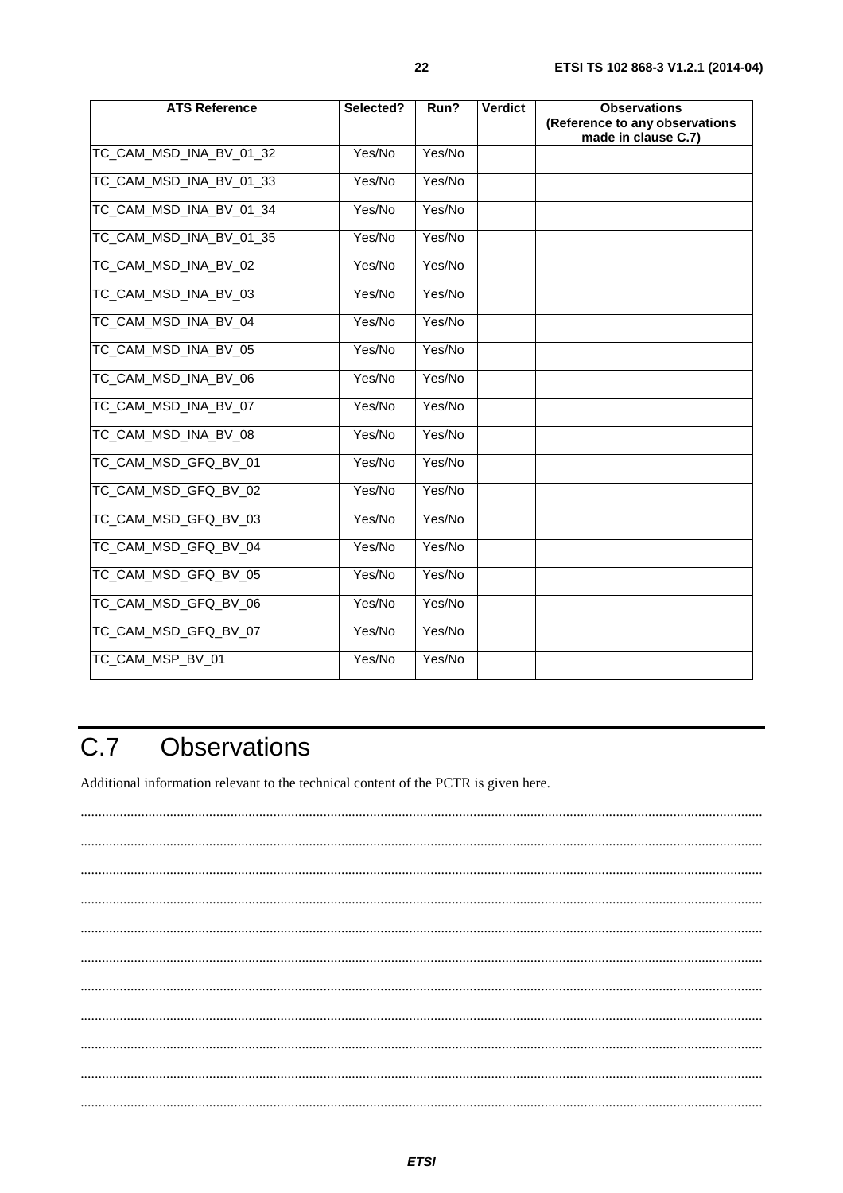| ATS Reference | Selected? | Run? | Verdict | Observations (Reference to any observations made in clause C.7) |
| --- | --- | --- | --- | --- |
| TC_CAM_MSD_INA_BV_01_32 | Yes/No | Yes/No | | |
| TC_CAM_MSD_INA_BV_01_33 | Yes/No | Yes/No | | |
| TC_CAM_MSD_INA_BV_01_34 | Yes/No | Yes/No | | |
| TC_CAM_MSD_INA_BV_01_35 | Yes/No | Yes/No | | |
| TC_CAM_MSD_INA_BV_02 | Yes/No | Yes/No | | |
| TC_CAM_MSD_INA_BV_03 | Yes/No | Yes/No | | |
| TC_CAM_MSD_INA_BV_04 | Yes/No | Yes/No | | |
| TC_CAM_MSD_INA_BV_05 | Yes/No | Yes/No | | |
| TC_CAM_MSD_INA_BV_06 | Yes/No | Yes/No | | |
| TC_CAM_MSD_INA_BV_07 | Yes/No | Yes/No | | |
| TC_CAM_MSD_INA_BV_08 | Yes/No | Yes/No | | |
| TC_CAM_MSD_GFQ_BV_01 | Yes/No | Yes/No | | |
| TC_CAM_MSD_GFQ_BV_02 | Yes/No | Yes/No | | |
| TC_CAM_MSD_GFQ_BV_03 | Yes/No | Yes/No | | |
| TC_CAM_MSD_GFQ_BV_04 | Yes/No | Yes/No | | |
| TC_CAM_MSD_GFQ_BV_05 | Yes/No | Yes/No | | |
| TC_CAM_MSD_GFQ_BV_06 | Yes/No | Yes/No | | |
| TC_CAM_MSD_GFQ_BV_07 | Yes/No | Yes/No | | |
| TC_CAM_MSP_BV_01 | Yes/No | Yes/No | | |

# C.7 Observations

Additional information relevant to the technical content of the PCTR is given here.

.......................................................................................................................................................................................

.......................................................................................................................................................................................

.......................................................................................................................................................................................

.......................................................................................................................................................................................

.......................................................................................................................................................................................

.......................................................................................................................................................................................

.......................................................................................................................................................................................

.......................................................................................................................................................................................

.......................................................................................................................................................................................

.......................................................................................................................................................................................

.......................................................................................................................................................................................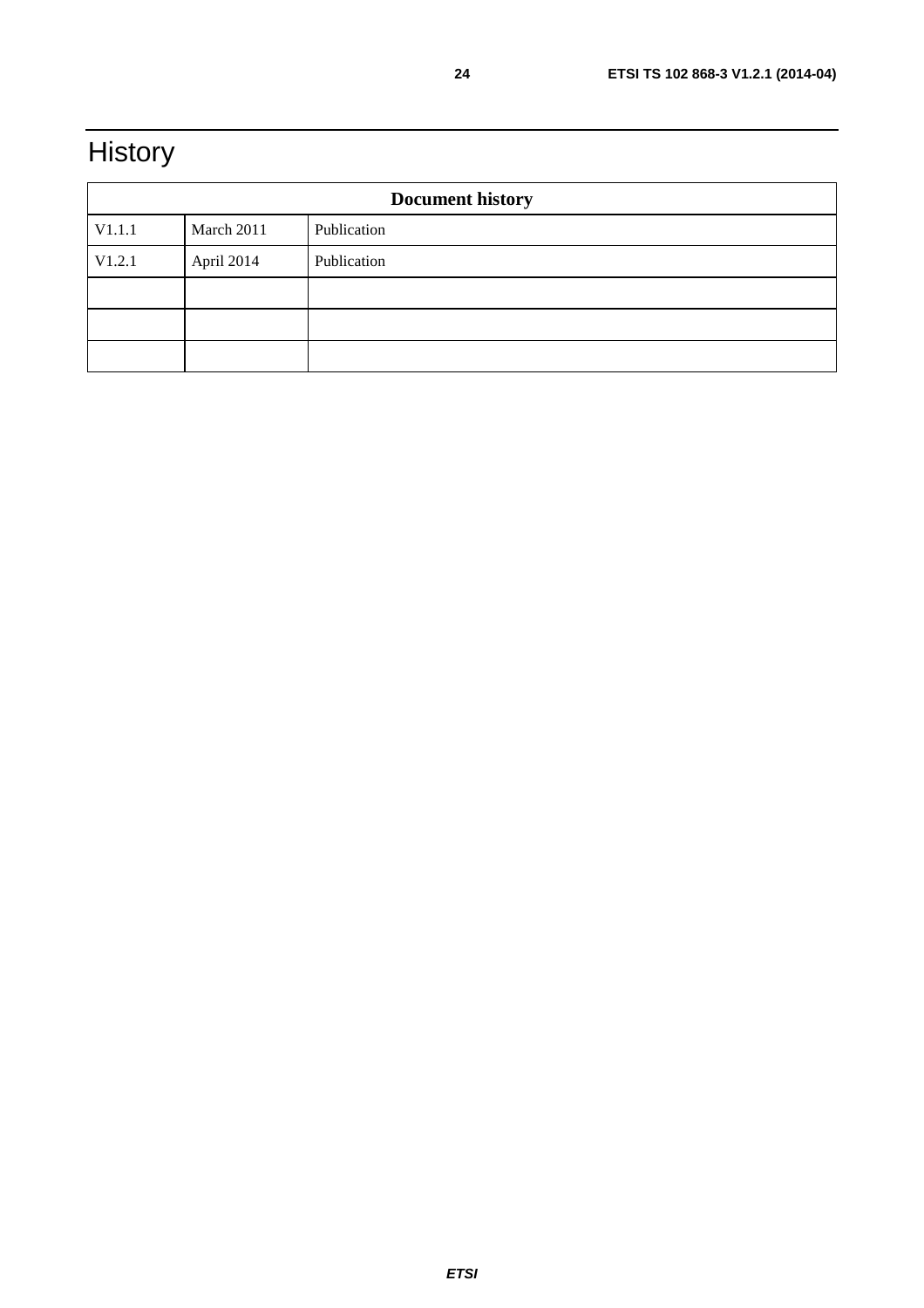# History

| Document history | | |
|---|---|---|
| V1.1.1 | March 2011 | Publication |
| V1.2.1 | April 2014 | Publication |
| | | |
| | | |
| | | |